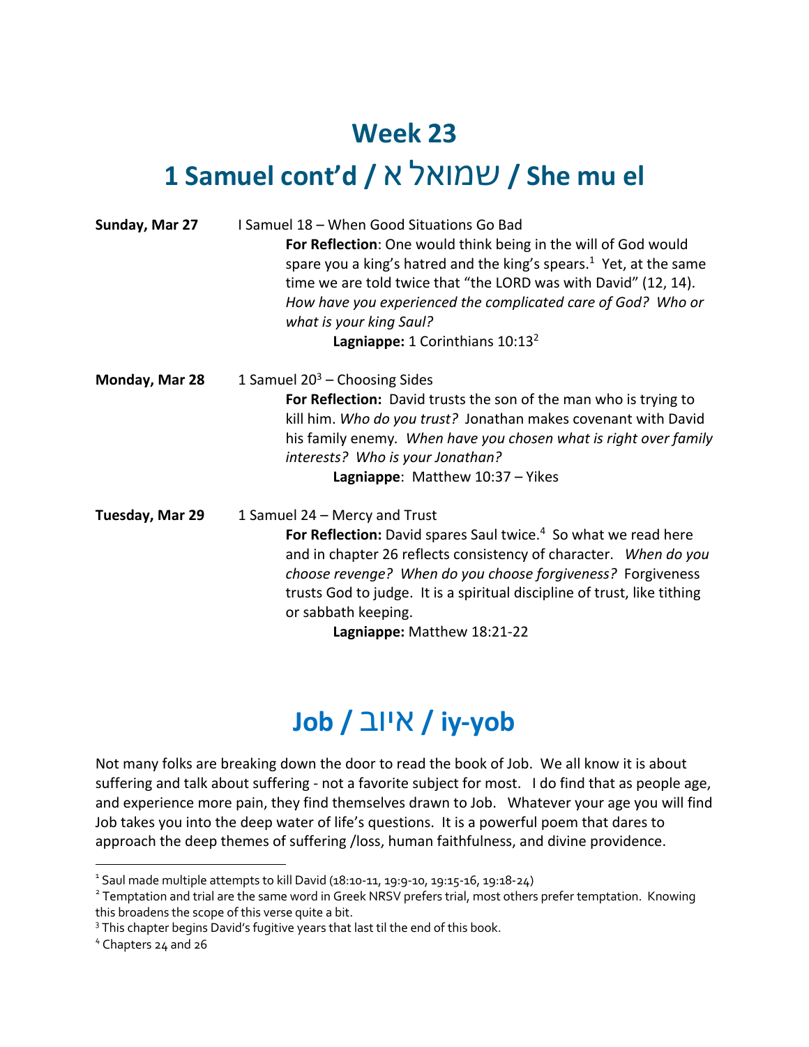# Week 23

# 1 Samuel cont'd / שמואל א / She mu el

**Sunday, Mar 27** I Samuel 18 – When Good Situations Go Bad

**For Reflection**: One would think being in the will of God would spare you a king's hatred and the king's spears.[1] Yet, at the same time we are told twice that "the LORD was with David" (12, 14). *How have you experienced the complicated care of God? Who or what is your king Saul?*

**Lagniappe:** 1 Corinthians 10:13[2]

**Monday, Mar 28** 1 Samuel 20[3] – Choosing Sides

**For Reflection:** David trusts the son of the man who is trying to kill him. *Who do you trust?* Jonathan makes covenant with David his family enemy*. When have you chosen what is right over family interests? Who is your Jonathan?*

**Lagniappe**: Matthew 10:37 – Yikes

**Tuesday, Mar 29** 1 Samuel 24 – Mercy and Trust

**For Reflection:** David spares Saul twice.[4] So what we read here and in chapter 26 reflects consistency of character. *When do you choose revenge? When do you choose forgiveness?* Forgiveness trusts God to judge. It is a spiritual discipline of trust, like tithing or sabbath keeping.

**Lagniappe:** Matthew 18:21-22

# Job / איוב / iy-yob

Not many folks are breaking down the door to read the book of Job. We all know it is about suffering and talk about suffering - not a favorite subject for most. I do find that as people age, and experience more pain, they find themselves drawn to Job. Whatever your age you will find Job takes you into the deep water of life's questions. It is a powerful poem that dares to approach the deep themes of suffering /loss, human faithfulness, and divine providence.

---

[1] Saul made multiple attempts to kill David (18:10-11, 19:9-10, 19:15-16, 19:18-24)

[2] Temptation and trial are the same word in Greek NRSV prefers trial, most others prefer temptation. Knowing this broadens the scope of this verse quite a bit.

[3] This chapter begins David's fugitive years that last til the end of this book.

[4] Chapters 24 and 26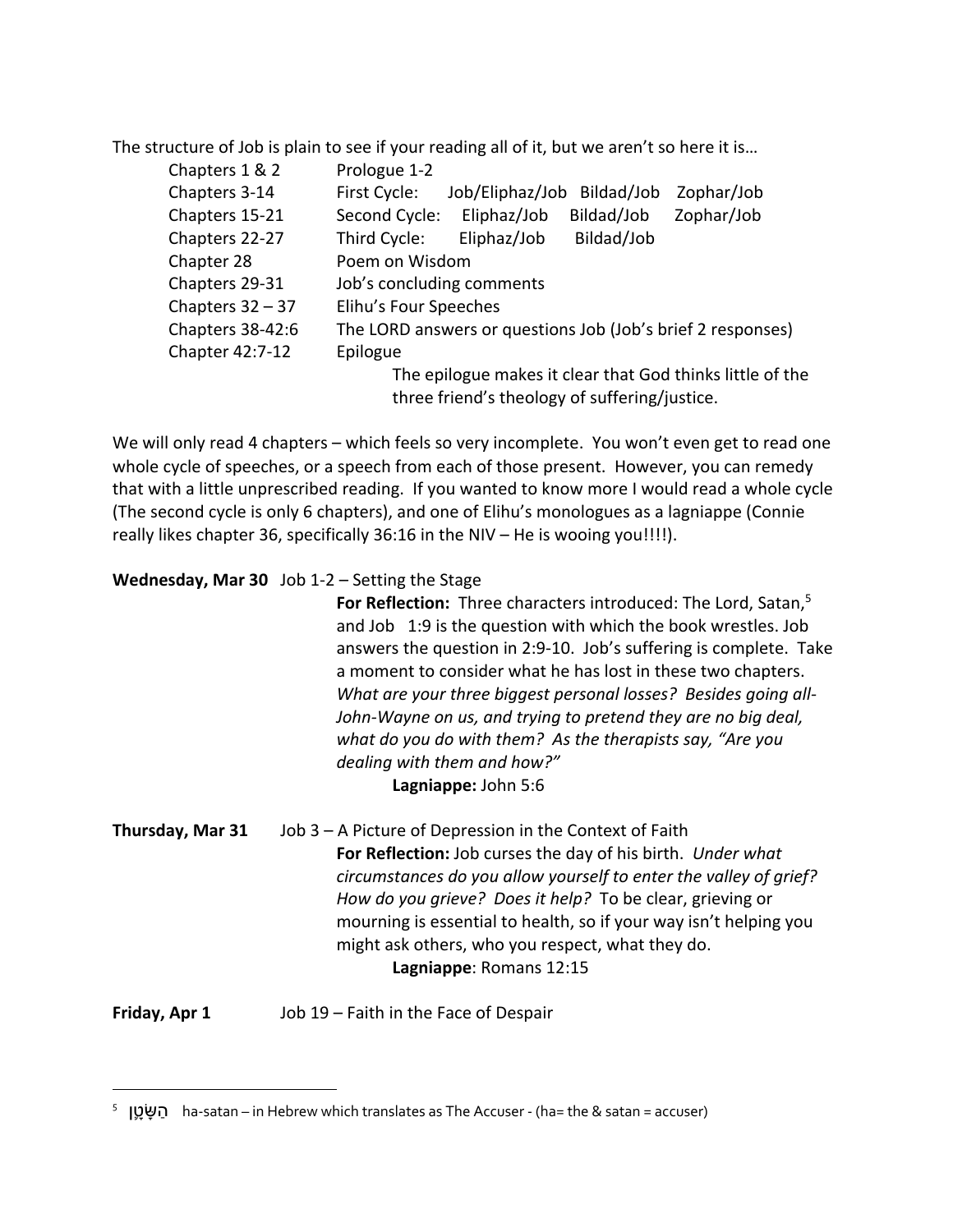The structure of Job is plain to see if your reading all of it, but we aren't so here it is…

| | | | | |
|---|---|---|---|---|
| Chapters 1 & 2 | Prologue 1-2 | | | |
| Chapters 3-14 | First Cycle: | Job/Eliphaz/Job | Bildad/Job | Zophar/Job |
| Chapters 15-21 | Second Cycle: | Eliphaz/Job | Bildad/Job | Zophar/Job |
| Chapters 22-27 | Third Cycle: | Eliphaz/Job | Bildad/Job | |
| Chapter 28 | Poem on Wisdom | | | |
| Chapters 29-31 | Job's concluding comments | | | |
| Chapters 32 – 37 | Elihu's Four Speeches | | | |
| Chapters 38-42:6 | The LORD answers or questions Job (Job's brief 2 responses) | | | |
| Chapter 42:7-12 | Epilogue | | | |

The epilogue makes it clear that God thinks little of the three friend's theology of suffering/justice.

We will only read 4 chapters – which feels so very incomplete. You won't even get to read one whole cycle of speeches, or a speech from each of those present. However, you can remedy that with a little unprescribed reading. If you wanted to know more I would read a whole cycle (The second cycle is only 6 chapters), and one of Elihu's monologues as a lagniappe (Connie really likes chapter 36, specifically 36:16 in the NIV – He is wooing you!!!!).

**Wednesday, Mar 30** Job 1-2 – Setting the Stage

**For Reflection:** Three characters introduced: The Lord, Satan,[5] and Job 1:9 is the question with which the book wrestles. Job answers the question in 2:9-10. Job's suffering is complete. Take a moment to consider what he has lost in these two chapters. *What are your three biggest personal losses? Besides going all-John-Wayne on us, and trying to pretend they are no big deal, what do you do with them? As the therapists say, "Are you dealing with them and how?"*

**Lagniappe:** John 5:6

**Thursday, Mar 31** Job 3 – A Picture of Depression in the Context of Faith

**For Reflection:** Job curses the day of his birth. *Under what circumstances do you allow yourself to enter the valley of grief? How do you grieve? Does it help?* To be clear, grieving or mourning is essential to health, so if your way isn't helping you might ask others, who you respect, what they do.

**Lagniappe**: Romans 12:15

**Friday, Apr 1** Job 19 – Faith in the Face of Despair

---

[5] הַשָּׂטָן ha-satan – in Hebrew which translates as The Accuser - (ha= the & satan = accuser)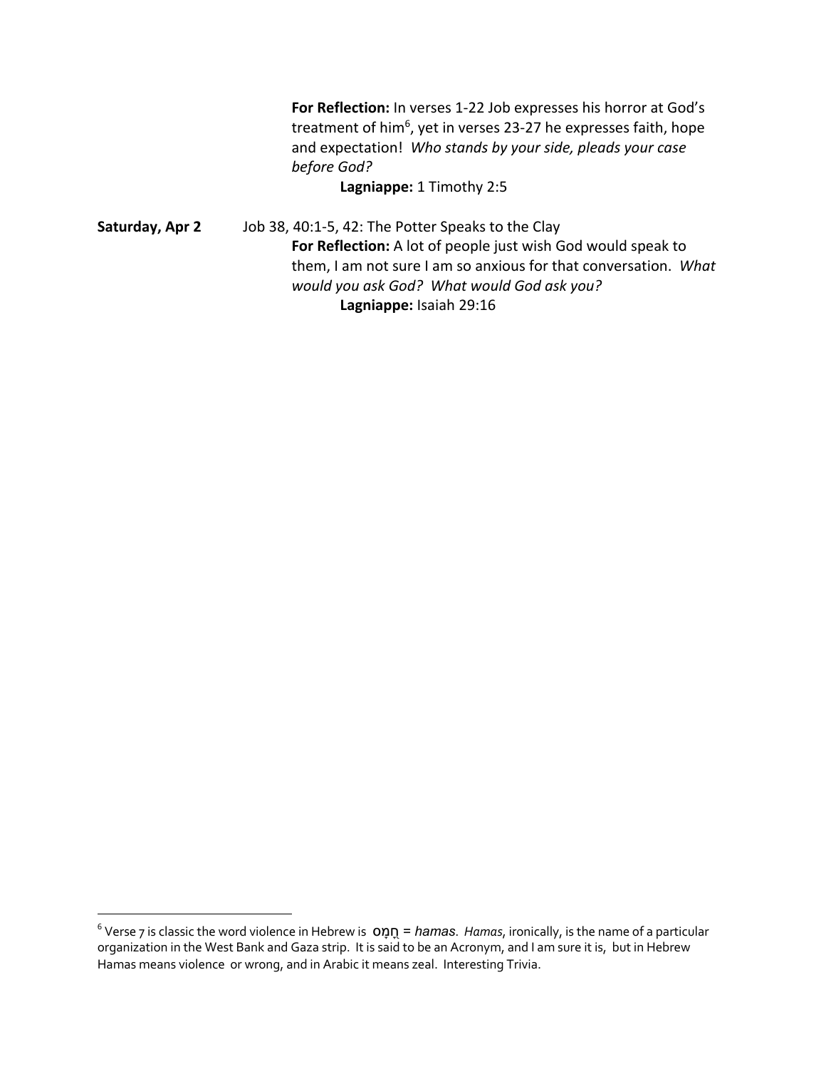**For Reflection:** In verses 1-22 Job expresses his horror at God's treatment of him[6], yet in verses 23-27 he expresses faith, hope and expectation! *Who stands by your side, pleads your case before God?*

**Lagniappe:** 1 Timothy 2:5

**Saturday, Apr 2** Job 38, 40:1-5, 42: The Potter Speaks to the Clay

**For Reflection:** A lot of people just wish God would speak to them, I am not sure I am so anxious for that conversation. *What would you ask God? What would God ask you?*

**Lagniappe:** Isaiah 29:16

---

[6] Verse 7 is classic the word violence in Hebrew is חָמָס = *hamas*. *Hamas*, ironically, is the name of a particular organization in the West Bank and Gaza strip. It is said to be an Acronym, and I am sure it is, but in Hebrew Hamas means violence or wrong, and in Arabic it means zeal. Interesting Trivia.